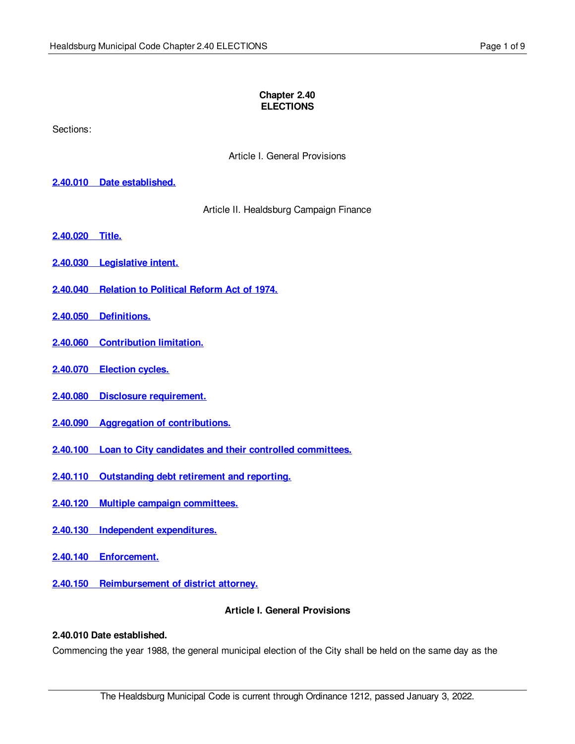**Chapter 2.40**
**ELECTIONS**

Sections:

Article I. General Provisions

**2.40.010 Date established.**

Article II. Healdsburg Campaign Finance

**2.40.020 Title.**

**2.40.030 Legislative intent.**

**2.40.040 Relation to Political Reform Act of 1974.**

**2.40.050 Definitions.**

**2.40.060 Contribution limitation.**

**2.40.070 Election cycles.**

**2.40.080 Disclosure requirement.**

**2.40.090 Aggregation of contributions.**

**2.40.100 Loan to City candidates and their controlled committees.**

**2.40.110 Outstanding debt retirement and reporting.**

**2.40.120 Multiple campaign committees.**

**2.40.130 Independent expenditures.**

**2.40.140 Enforcement.**

**2.40.150 Reimbursement of district attorney.**

## Article I. General Provisions

### 2.40.010 Date established.

Commencing the year 1988, the general municipal election of the City shall be held on the same day as the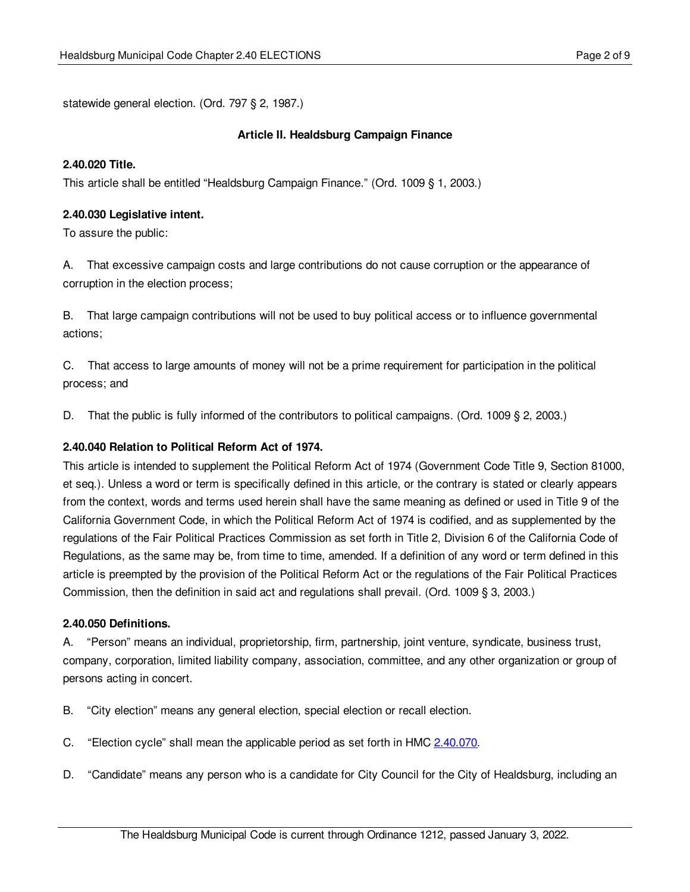statewide general election. (Ord. 797 § 2, 1987.)

## Article II. Healdsburg Campaign Finance

### 2.40.020 Title.

This article shall be entitled "Healdsburg Campaign Finance." (Ord. 1009 § 1, 2003.)

### 2.40.030 Legislative intent.

To assure the public:

A. That excessive campaign costs and large contributions do not cause corruption or the appearance of corruption in the election process;

B. That large campaign contributions will not be used to buy political access or to influence governmental actions;

C. That access to large amounts of money will not be a prime requirement for participation in the political process; and

D. That the public is fully informed of the contributors to political campaigns. (Ord. 1009 § 2, 2003.)

### 2.40.040 Relation to Political Reform Act of 1974.

This article is intended to supplement the Political Reform Act of 1974 (Government Code Title 9, Section 81000, et seq.). Unless a word or term is specifically defined in this article, or the contrary is stated or clearly appears from the context, words and terms used herein shall have the same meaning as defined or used in Title 9 of the California Government Code, in which the Political Reform Act of 1974 is codified, and as supplemented by the regulations of the Fair Political Practices Commission as set forth in Title 2, Division 6 of the California Code of Regulations, as the same may be, from time to time, amended. If a definition of any word or term defined in this article is preempted by the provision of the Political Reform Act or the regulations of the Fair Political Practices Commission, then the definition in said act and regulations shall prevail. (Ord. 1009 § 3, 2003.)

### 2.40.050 Definitions.

A. "Person" means an individual, proprietorship, firm, partnership, joint venture, syndicate, business trust, company, corporation, limited liability company, association, committee, and any other organization or group of persons acting in concert.

B. "City election" means any general election, special election or recall election.

C. "Election cycle" shall mean the applicable period as set forth in HMC 2.40.070.

D. "Candidate" means any person who is a candidate for City Council for the City of Healdsburg, including an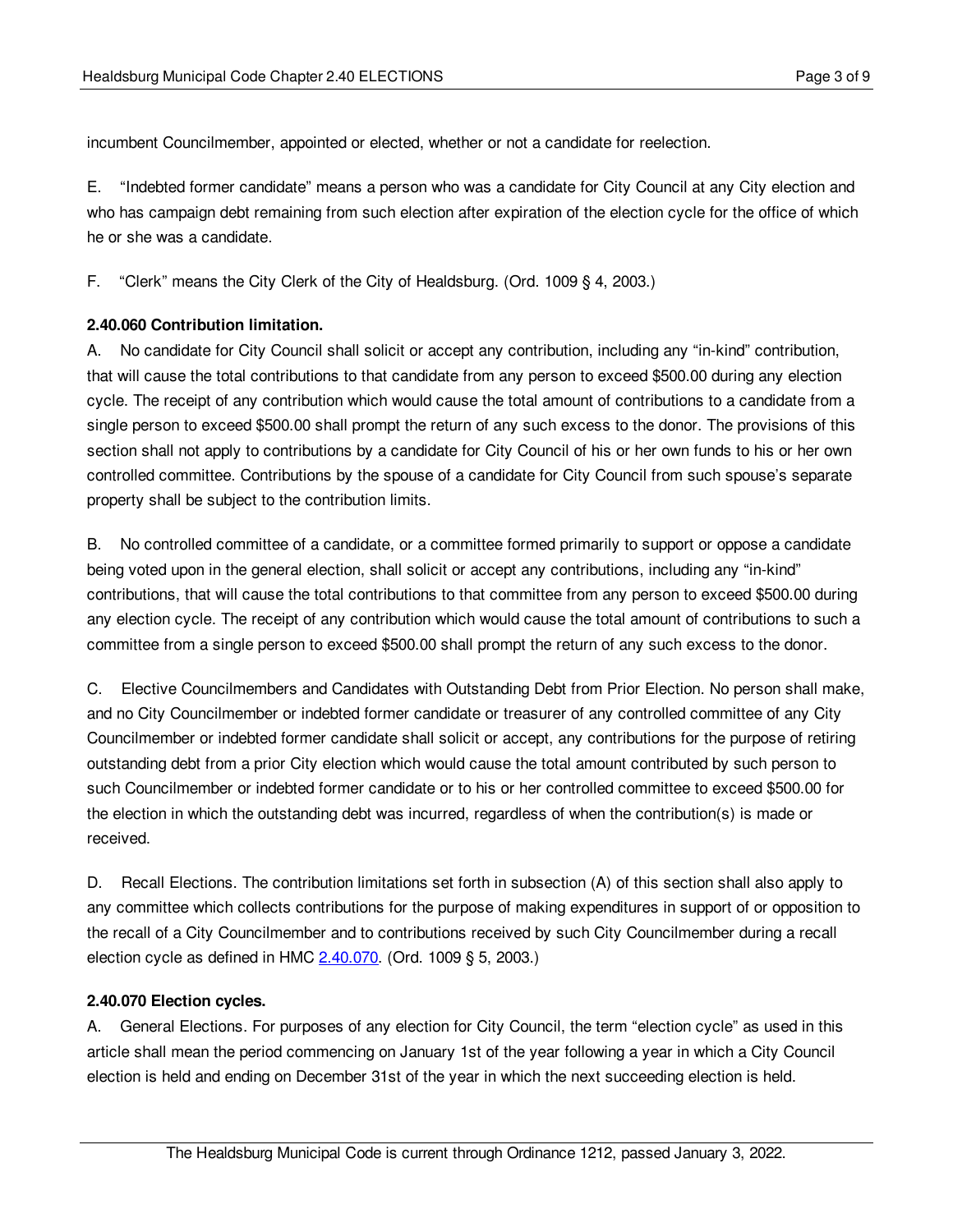incumbent Councilmember, appointed or elected, whether or not a candidate for reelection.

E. “Indebted former candidate” means a person who was a candidate for City Council at any City election and who has campaign debt remaining from such election after expiration of the election cycle for the office of which he or she was a candidate.

F. “Clerk” means the City Clerk of the City of Healdsburg. (Ord. 1009 § 4, 2003.)

**2.40.060 Contribution limitation.**

A. No candidate for City Council shall solicit or accept any contribution, including any “in-kind” contribution, that will cause the total contributions to that candidate from any person to exceed $500.00 during any election cycle. The receipt of any contribution which would cause the total amount of contributions to a candidate from a single person to exceed $500.00 shall prompt the return of any such excess to the donor. The provisions of this section shall not apply to contributions by a candidate for City Council of his or her own funds to his or her own controlled committee. Contributions by the spouse of a candidate for City Council from such spouse’s separate property shall be subject to the contribution limits.

B. No controlled committee of a candidate, or a committee formed primarily to support or oppose a candidate being voted upon in the general election, shall solicit or accept any contributions, including any “in-kind” contributions, that will cause the total contributions to that committee from any person to exceed $500.00 during any election cycle. The receipt of any contribution which would cause the total amount of contributions to such a committee from a single person to exceed $500.00 shall prompt the return of any such excess to the donor.

C. Elective Councilmembers and Candidates with Outstanding Debt from Prior Election. No person shall make, and no City Councilmember or indebted former candidate or treasurer of any controlled committee of any City Councilmember or indebted former candidate shall solicit or accept, any contributions for the purpose of retiring outstanding debt from a prior City election which would cause the total amount contributed by such person to such Councilmember or indebted former candidate or to his or her controlled committee to exceed $500.00 for the election in which the outstanding debt was incurred, regardless of when the contribution(s) is made or received.

D. Recall Elections. The contribution limitations set forth in subsection (A) of this section shall also apply to any committee which collects contributions for the purpose of making expenditures in support of or opposition to the recall of a City Councilmember and to contributions received by such City Councilmember during a recall election cycle as defined in HMC 2.40.070. (Ord. 1009 § 5, 2003.)

**2.40.070 Election cycles.**

A. General Elections. For purposes of any election for City Council, the term “election cycle” as used in this article shall mean the period commencing on January 1st of the year following a year in which a City Council election is held and ending on December 31st of the year in which the next succeeding election is held.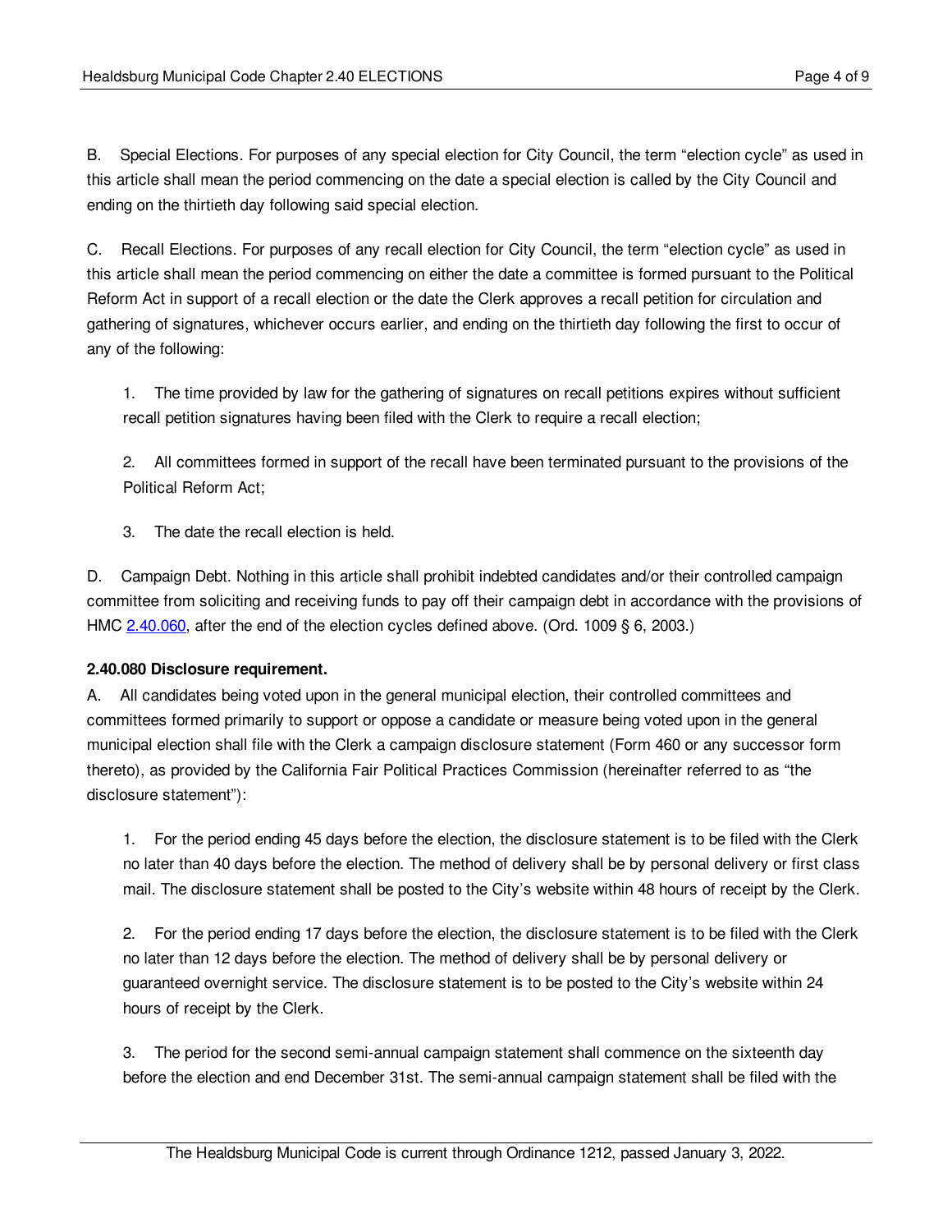B. Special Elections. For purposes of any special election for City Council, the term "election cycle" as used in this article shall mean the period commencing on the date a special election is called by the City Council and ending on the thirtieth day following said special election.

C. Recall Elections. For purposes of any recall election for City Council, the term "election cycle" as used in this article shall mean the period commencing on either the date a committee is formed pursuant to the Political Reform Act in support of a recall election or the date the Clerk approves a recall petition for circulation and gathering of signatures, whichever occurs earlier, and ending on the thirtieth day following the first to occur of any of the following:

1. The time provided by law for the gathering of signatures on recall petitions expires without sufficient recall petition signatures having been filed with the Clerk to require a recall election;

2. All committees formed in support of the recall have been terminated pursuant to the provisions of the Political Reform Act;

3. The date the recall election is held.

D. Campaign Debt. Nothing in this article shall prohibit indebted candidates and/or their controlled campaign committee from soliciting and receiving funds to pay off their campaign debt in accordance with the provisions of HMC 2.40.060, after the end of the election cycles defined above. (Ord. 1009 § 6, 2003.)

**2.40.080 Disclosure requirement.**

A. All candidates being voted upon in the general municipal election, their controlled committees and committees formed primarily to support or oppose a candidate or measure being voted upon in the general municipal election shall file with the Clerk a campaign disclosure statement (Form 460 or any successor form thereto), as provided by the California Fair Political Practices Commission (hereinafter referred to as "the disclosure statement"):

1. For the period ending 45 days before the election, the disclosure statement is to be filed with the Clerk no later than 40 days before the election. The method of delivery shall be by personal delivery or first class mail. The disclosure statement shall be posted to the City's website within 48 hours of receipt by the Clerk.

2. For the period ending 17 days before the election, the disclosure statement is to be filed with the Clerk no later than 12 days before the election. The method of delivery shall be by personal delivery or guaranteed overnight service. The disclosure statement is to be posted to the City's website within 24 hours of receipt by the Clerk.

3. The period for the second semi-annual campaign statement shall commence on the sixteenth day before the election and end December 31st. The semi-annual campaign statement shall be filed with the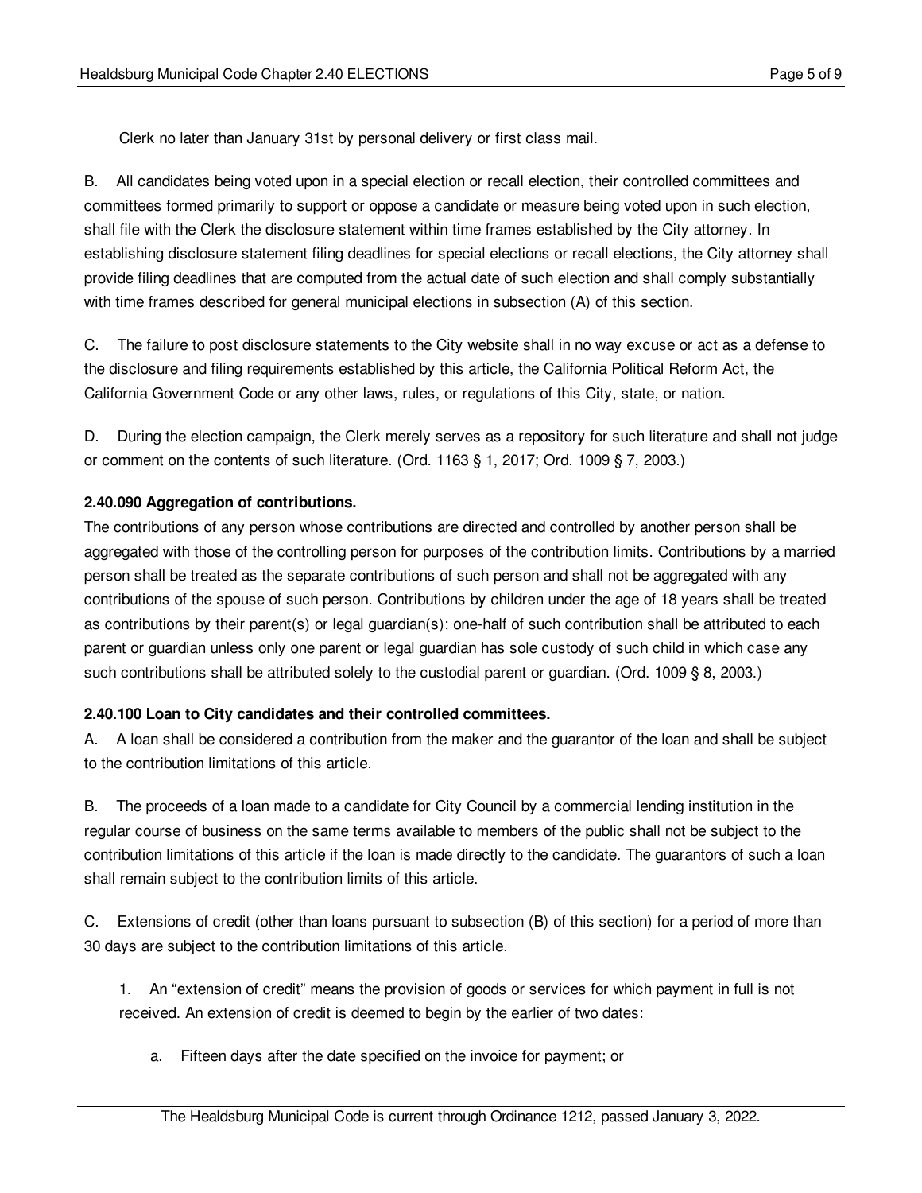Clerk no later than January 31st by personal delivery or first class mail.

B. All candidates being voted upon in a special election or recall election, their controlled committees and committees formed primarily to support or oppose a candidate or measure being voted upon in such election, shall file with the Clerk the disclosure statement within time frames established by the City attorney. In establishing disclosure statement filing deadlines for special elections or recall elections, the City attorney shall provide filing deadlines that are computed from the actual date of such election and shall comply substantially with time frames described for general municipal elections in subsection (A) of this section.

C. The failure to post disclosure statements to the City website shall in no way excuse or act as a defense to the disclosure and filing requirements established by this article, the California Political Reform Act, the California Government Code or any other laws, rules, or regulations of this City, state, or nation.

D. During the election campaign, the Clerk merely serves as a repository for such literature and shall not judge or comment on the contents of such literature. (Ord. 1163 § 1, 2017; Ord. 1009 § 7, 2003.)

**2.40.090 Aggregation of contributions.**

The contributions of any person whose contributions are directed and controlled by another person shall be aggregated with those of the controlling person for purposes of the contribution limits. Contributions by a married person shall be treated as the separate contributions of such person and shall not be aggregated with any contributions of the spouse of such person. Contributions by children under the age of 18 years shall be treated as contributions by their parent(s) or legal guardian(s); one-half of such contribution shall be attributed to each parent or guardian unless only one parent or legal guardian has sole custody of such child in which case any such contributions shall be attributed solely to the custodial parent or guardian. (Ord. 1009 § 8, 2003.)

**2.40.100 Loan to City candidates and their controlled committees.**

A. A loan shall be considered a contribution from the maker and the guarantor of the loan and shall be subject to the contribution limitations of this article.

B. The proceeds of a loan made to a candidate for City Council by a commercial lending institution in the regular course of business on the same terms available to members of the public shall not be subject to the contribution limitations of this article if the loan is made directly to the candidate. The guarantors of such a loan shall remain subject to the contribution limits of this article.

C. Extensions of credit (other than loans pursuant to subsection (B) of this section) for a period of more than 30 days are subject to the contribution limitations of this article.

1. An "extension of credit" means the provision of goods or services for which payment in full is not received. An extension of credit is deemed to begin by the earlier of two dates:

   a. Fifteen days after the date specified on the invoice for payment; or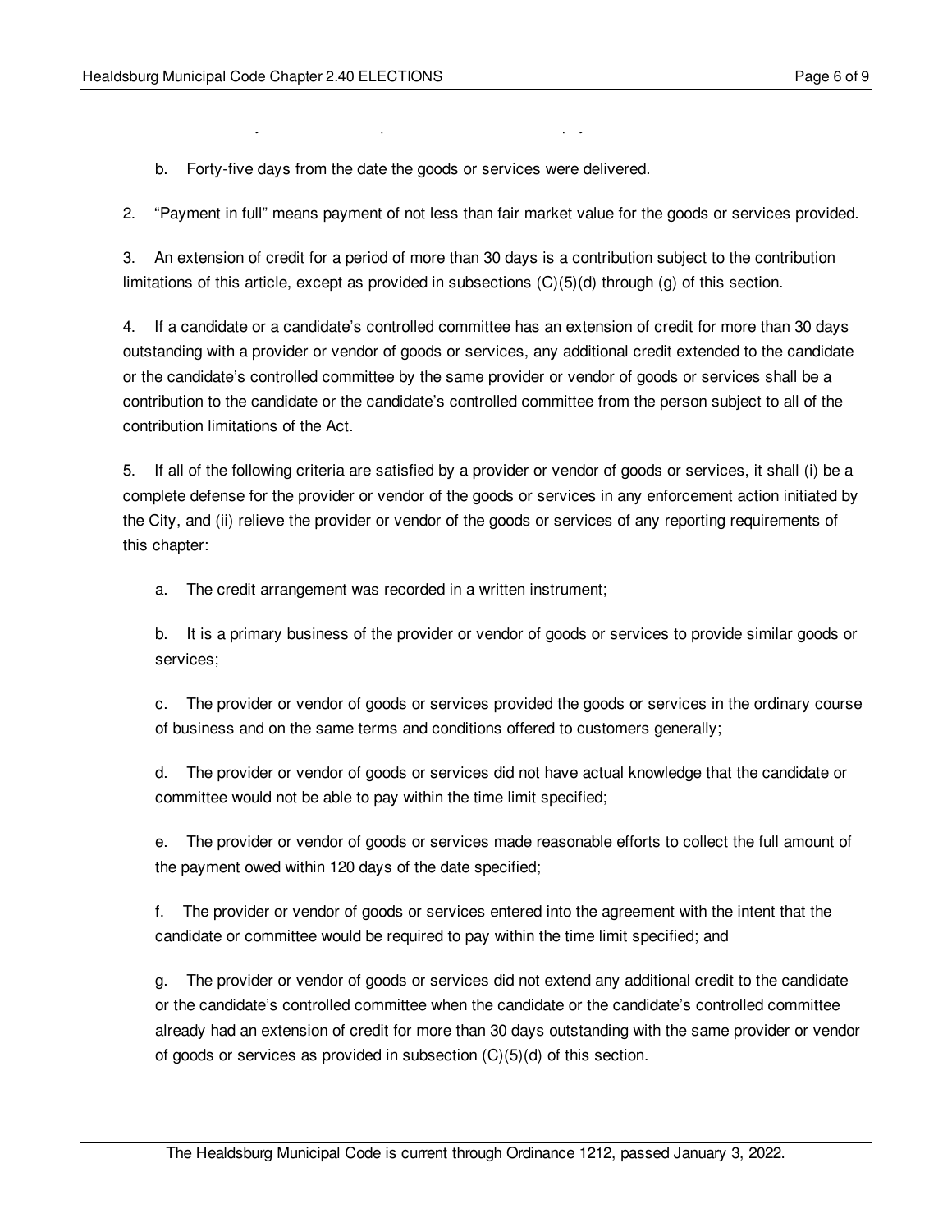b. Forty-five days from the date the goods or services were delivered.

2. "Payment in full" means payment of not less than fair market value for the goods or services provided.

3. An extension of credit for a period of more than 30 days is a contribution subject to the contribution limitations of this article, except as provided in subsections (C)(5)(d) through (g) of this section.

4. If a candidate or a candidate's controlled committee has an extension of credit for more than 30 days outstanding with a provider or vendor of goods or services, any additional credit extended to the candidate or the candidate's controlled committee by the same provider or vendor of goods or services shall be a contribution to the candidate or the candidate's controlled committee from the person subject to all of the contribution limitations of the Act.

5. If all of the following criteria are satisfied by a provider or vendor of goods or services, it shall (i) be a complete defense for the provider or vendor of the goods or services in any enforcement action initiated by the City, and (ii) relieve the provider or vendor of the goods or services of any reporting requirements of this chapter:

a. The credit arrangement was recorded in a written instrument;

b. It is a primary business of the provider or vendor of goods or services to provide similar goods or services;

c. The provider or vendor of goods or services provided the goods or services in the ordinary course of business and on the same terms and conditions offered to customers generally;

d. The provider or vendor of goods or services did not have actual knowledge that the candidate or committee would not be able to pay within the time limit specified;

e. The provider or vendor of goods or services made reasonable efforts to collect the full amount of the payment owed within 120 days of the date specified;

f. The provider or vendor of goods or services entered into the agreement with the intent that the candidate or committee would be required to pay within the time limit specified; and

g. The provider or vendor of goods or services did not extend any additional credit to the candidate or the candidate's controlled committee when the candidate or the candidate's controlled committee already had an extension of credit for more than 30 days outstanding with the same provider or vendor of goods or services as provided in subsection (C)(5)(d) of this section.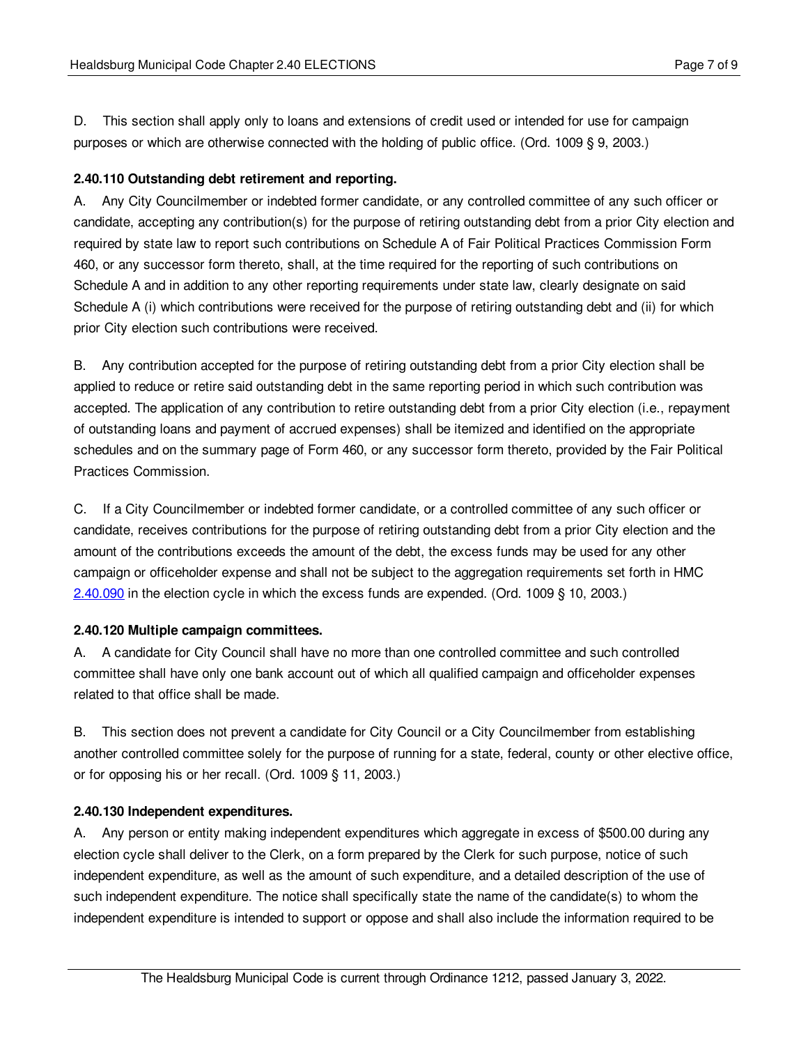D. This section shall apply only to loans and extensions of credit used or intended for use for campaign purposes or which are otherwise connected with the holding of public office. (Ord. 1009 § 9, 2003.)

**2.40.110 Outstanding debt retirement and reporting.**

A. Any City Councilmember or indebted former candidate, or any controlled committee of any such officer or candidate, accepting any contribution(s) for the purpose of retiring outstanding debt from a prior City election and required by state law to report such contributions on Schedule A of Fair Political Practices Commission Form 460, or any successor form thereto, shall, at the time required for the reporting of such contributions on Schedule A and in addition to any other reporting requirements under state law, clearly designate on said Schedule A (i) which contributions were received for the purpose of retiring outstanding debt and (ii) for which prior City election such contributions were received.

B. Any contribution accepted for the purpose of retiring outstanding debt from a prior City election shall be applied to reduce or retire said outstanding debt in the same reporting period in which such contribution was accepted. The application of any contribution to retire outstanding debt from a prior City election (i.e., repayment of outstanding loans and payment of accrued expenses) shall be itemized and identified on the appropriate schedules and on the summary page of Form 460, or any successor form thereto, provided by the Fair Political Practices Commission.

C. If a City Councilmember or indebted former candidate, or a controlled committee of any such officer or candidate, receives contributions for the purpose of retiring outstanding debt from a prior City election and the amount of the contributions exceeds the amount of the debt, the excess funds may be used for any other campaign or officeholder expense and shall not be subject to the aggregation requirements set forth in HMC 2.40.090 in the election cycle in which the excess funds are expended. (Ord. 1009 § 10, 2003.)

**2.40.120 Multiple campaign committees.**

A. A candidate for City Council shall have no more than one controlled committee and such controlled committee shall have only one bank account out of which all qualified campaign and officeholder expenses related to that office shall be made.

B. This section does not prevent a candidate for City Council or a City Councilmember from establishing another controlled committee solely for the purpose of running for a state, federal, county or other elective office, or for opposing his or her recall. (Ord. 1009 § 11, 2003.)

**2.40.130 Independent expenditures.**

A. Any person or entity making independent expenditures which aggregate in excess of $500.00 during any election cycle shall deliver to the Clerk, on a form prepared by the Clerk for such purpose, notice of such independent expenditure, as well as the amount of such expenditure, and a detailed description of the use of such independent expenditure. The notice shall specifically state the name of the candidate(s) to whom the independent expenditure is intended to support or oppose and shall also include the information required to be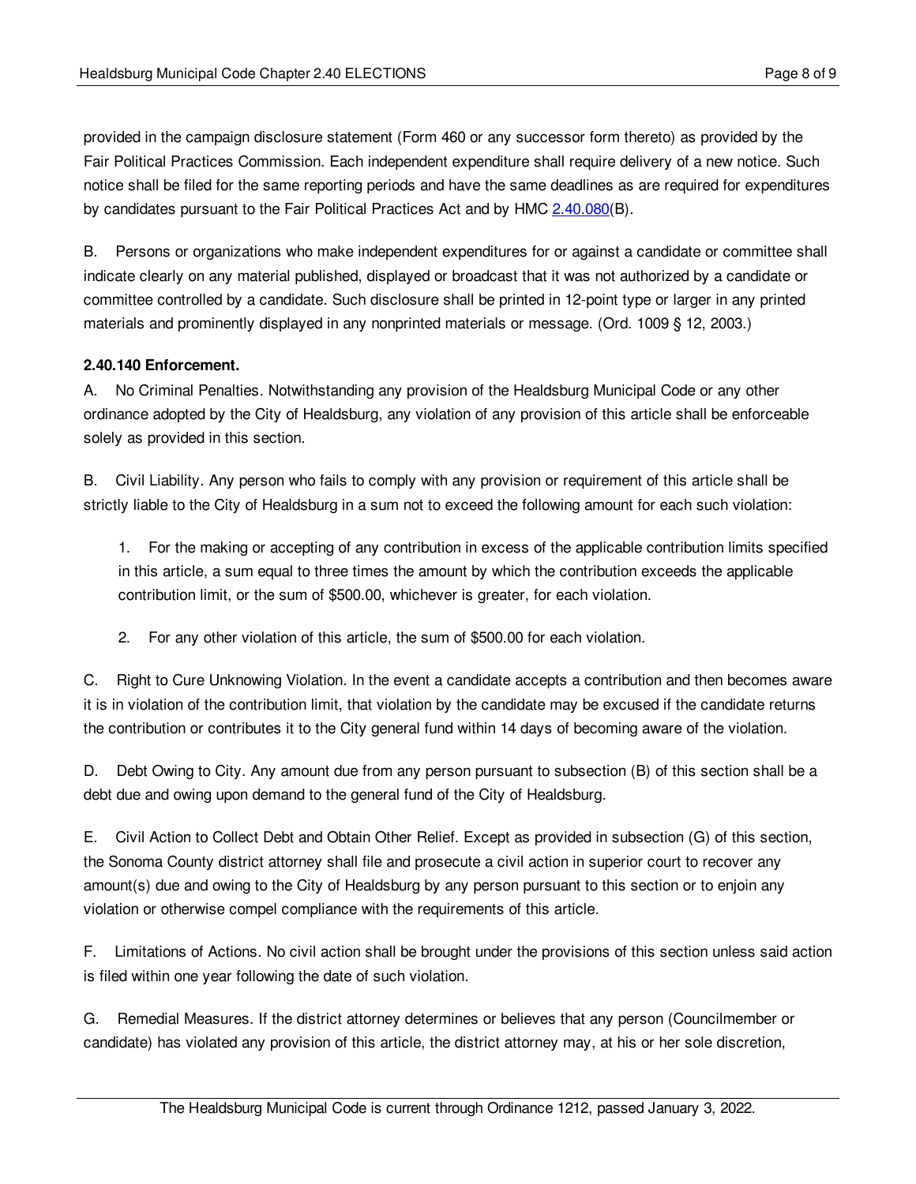provided in the campaign disclosure statement (Form 460 or any successor form thereto) as provided by the Fair Political Practices Commission. Each independent expenditure shall require delivery of a new notice. Such notice shall be filed for the same reporting periods and have the same deadlines as are required for expenditures by candidates pursuant to the Fair Political Practices Act and by HMC 2.40.080(B).

B. Persons or organizations who make independent expenditures for or against a candidate or committee shall indicate clearly on any material published, displayed or broadcast that it was not authorized by a candidate or committee controlled by a candidate. Such disclosure shall be printed in 12-point type or larger in any printed materials and prominently displayed in any nonprinted materials or message. (Ord. 1009 § 12, 2003.)

**2.40.140 Enforcement.**

A. No Criminal Penalties. Notwithstanding any provision of the Healdsburg Municipal Code or any other ordinance adopted by the City of Healdsburg, any violation of any provision of this article shall be enforceable solely as provided in this section.

B. Civil Liability. Any person who fails to comply with any provision or requirement of this article shall be strictly liable to the City of Healdsburg in a sum not to exceed the following amount for each such violation:

1. For the making or accepting of any contribution in excess of the applicable contribution limits specified in this article, a sum equal to three times the amount by which the contribution exceeds the applicable contribution limit, or the sum of $500.00, whichever is greater, for each violation.

2. For any other violation of this article, the sum of $500.00 for each violation.

C. Right to Cure Unknowing Violation. In the event a candidate accepts a contribution and then becomes aware it is in violation of the contribution limit, that violation by the candidate may be excused if the candidate returns the contribution or contributes it to the City general fund within 14 days of becoming aware of the violation.

D. Debt Owing to City. Any amount due from any person pursuant to subsection (B) of this section shall be a debt due and owing upon demand to the general fund of the City of Healdsburg.

E. Civil Action to Collect Debt and Obtain Other Relief. Except as provided in subsection (G) of this section, the Sonoma County district attorney shall file and prosecute a civil action in superior court to recover any amount(s) due and owing to the City of Healdsburg by any person pursuant to this section or to enjoin any violation or otherwise compel compliance with the requirements of this article.

F. Limitations of Actions. No civil action shall be brought under the provisions of this section unless said action is filed within one year following the date of such violation.

G. Remedial Measures. If the district attorney determines or believes that any person (Councilmember or candidate) has violated any provision of this article, the district attorney may, at his or her sole discretion,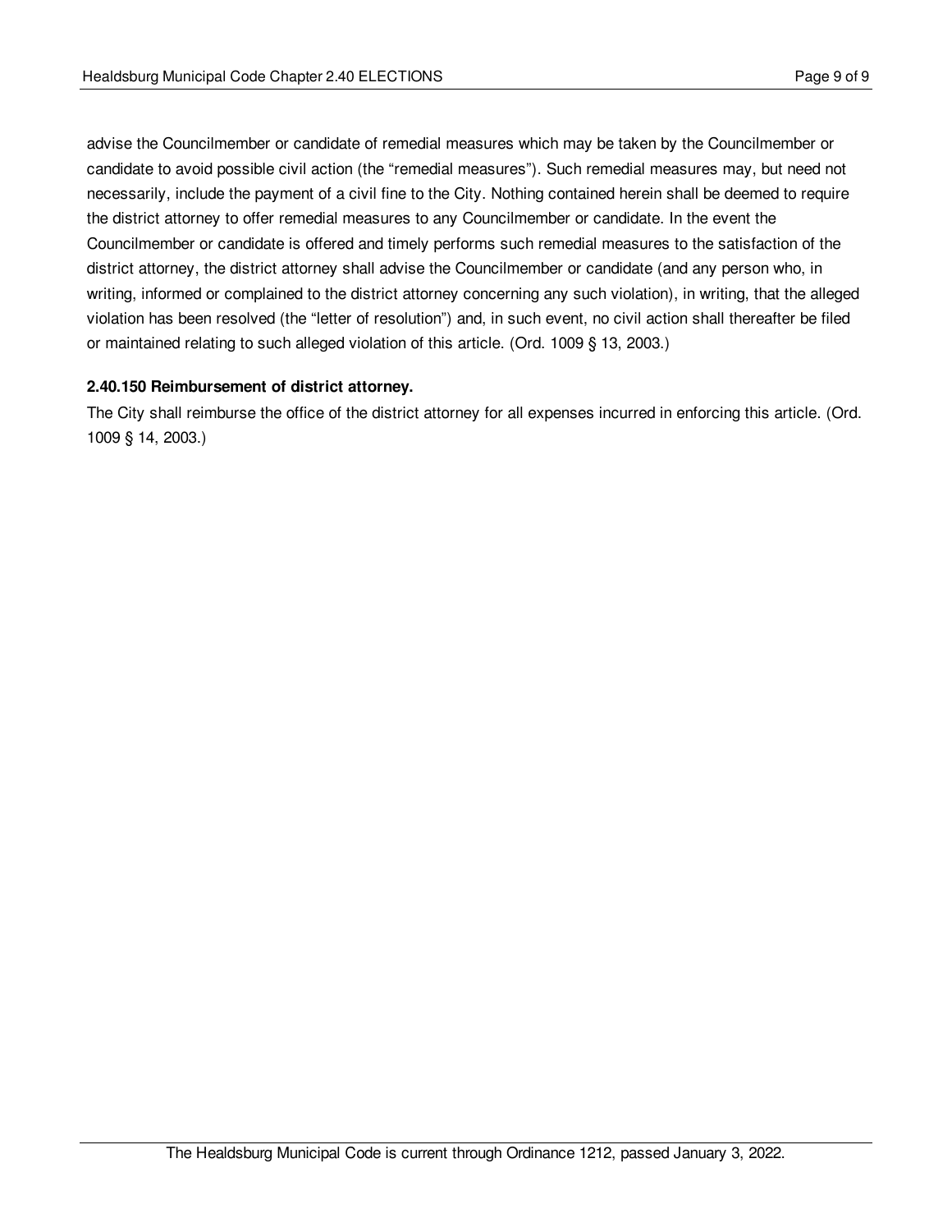advise the Councilmember or candidate of remedial measures which may be taken by the Councilmember or candidate to avoid possible civil action (the "remedial measures"). Such remedial measures may, but need not necessarily, include the payment of a civil fine to the City. Nothing contained herein shall be deemed to require the district attorney to offer remedial measures to any Councilmember or candidate. In the event the Councilmember or candidate is offered and timely performs such remedial measures to the satisfaction of the district attorney, the district attorney shall advise the Councilmember or candidate (and any person who, in writing, informed or complained to the district attorney concerning any such violation), in writing, that the alleged violation has been resolved (the "letter of resolution") and, in such event, no civil action shall thereafter be filed or maintained relating to such alleged violation of this article. (Ord. 1009 § 13, 2003.)

**2.40.150 Reimbursement of district attorney.**

The City shall reimburse the office of the district attorney for all expenses incurred in enforcing this article. (Ord. 1009 § 14, 2003.)